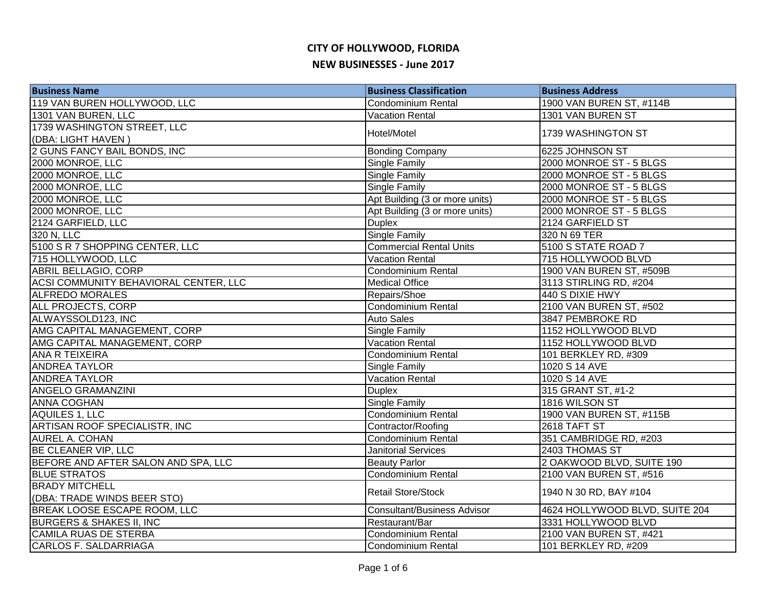# CITY OF HOLLYWOOD, FLORIDA

## NEW BUSINESSES - June 2017

| Business Name | Business Classification | Business Address |
|---|---|---|
| 119 VAN BUREN HOLLYWOOD, LLC | Condominium Rental | 1900 VAN BUREN ST, #114B |
| 1301 VAN BUREN, LLC | Vacation Rental | 1301 VAN BUREN ST |
| 1739 WASHINGTON STREET, LLC (DBA: LIGHT HAVEN ) | Hotel/Motel | 1739 WASHINGTON ST |
| 2 GUNS FANCY BAIL BONDS, INC | Bonding Company | 6225 JOHNSON ST |
| 2000 MONROE, LLC | Single Family | 2000 MONROE ST - 5 BLGS |
| 2000 MONROE, LLC | Single Family | 2000 MONROE ST - 5 BLGS |
| 2000 MONROE, LLC | Single Family | 2000 MONROE ST - 5 BLGS |
| 2000 MONROE, LLC | Apt Building (3 or more units) | 2000 MONROE ST - 5 BLGS |
| 2000 MONROE, LLC | Apt Building (3 or more units) | 2000 MONROE ST - 5 BLGS |
| 2124 GARFIELD, LLC | Duplex | 2124 GARFIELD ST |
| 320 N, LLC | Single Family | 320 N 69 TER |
| 5100 S R 7 SHOPPING CENTER, LLC | Commercial Rental Units | 5100 S STATE ROAD 7 |
| 715 HOLLYWOOD, LLC | Vacation Rental | 715 HOLLYWOOD BLVD |
| ABRIL BELLAGIO, CORP | Condominium Rental | 1900 VAN BUREN ST, #509B |
| ACSI COMMUNITY BEHAVIORAL CENTER, LLC | Medical Office | 3113 STIRLING RD, #204 |
| ALFREDO MORALES | Repairs/Shoe | 440 S DIXIE HWY |
| ALL PROJECTS, CORP | Condominium Rental | 2100 VAN BUREN ST, #502 |
| ALWAYSSOLD123, INC | Auto Sales | 3847 PEMBROKE RD |
| AMG CAPITAL MANAGEMENT, CORP | Single Family | 1152 HOLLYWOOD BLVD |
| AMG CAPITAL MANAGEMENT, CORP | Vacation Rental | 1152 HOLLYWOOD BLVD |
| ANA R TEIXEIRA | Condominium Rental | 101 BERKLEY RD, #309 |
| ANDREA TAYLOR | Single Family | 1020 S 14 AVE |
| ANDREA TAYLOR | Vacation Rental | 1020 S 14 AVE |
| ANGELO GRAMANZINI | Duplex | 315 GRANT ST, #1-2 |
| ANNA COGHAN | Single Family | 1816 WILSON ST |
| AQUILES 1, LLC | Condominium Rental | 1900 VAN BUREN ST, #115B |
| ARTISAN ROOF SPECIALISTR, INC | Contractor/Roofing | 2618 TAFT ST |
| AUREL A. COHAN | Condominium Rental | 351 CAMBRIDGE RD, #203 |
| BE CLEANER VIP, LLC | Janitorial Services | 2403 THOMAS ST |
| BEFORE AND AFTER SALON AND SPA, LLC | Beauty Parlor | 2 OAKWOOD BLVD, SUITE 190 |
| BLUE STRATOS | Condominium Rental | 2100 VAN BUREN ST, #516 |
| BRADY MITCHELL (DBA: TRADE WINDS BEER STO) | Retail Store/Stock | 1940 N 30 RD, BAY #104 |
| BREAK LOOSE ESCAPE ROOM, LLC | Consultant/Business Advisor | 4624 HOLLYWOOD BLVD, SUITE 204 |
| BURGERS & SHAKES II, INC | Restaurant/Bar | 3331 HOLLYWOOD BLVD |
| CAMILA RUAS DE STERBA | Condominium Rental | 2100 VAN BUREN ST, #421 |
| CARLOS F. SALDARRIAGA | Condominium Rental | 101 BERKLEY RD, #209 |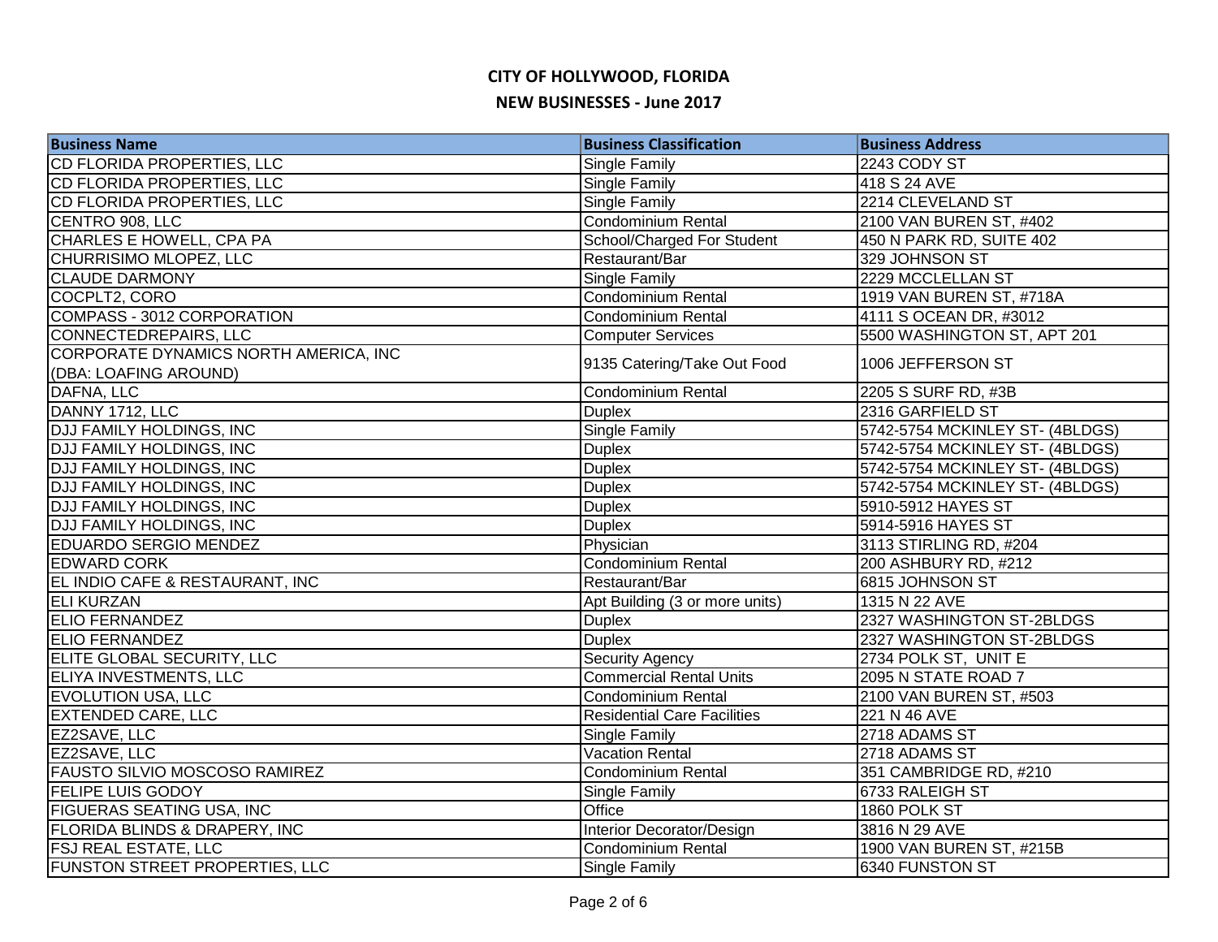# CITY OF HOLLYWOOD, FLORIDA

## NEW BUSINESSES - June 2017

| Business Name | Business Classification | Business Address |
|---|---|---|
| CD FLORIDA PROPERTIES, LLC | Single Family | 2243 CODY ST |
| CD FLORIDA PROPERTIES, LLC | Single Family | 418 S 24 AVE |
| CD FLORIDA PROPERTIES, LLC | Single Family | 2214 CLEVELAND ST |
| CENTRO 908, LLC | Condominium Rental | 2100 VAN BUREN ST, #402 |
| CHARLES E HOWELL, CPA PA | School/Charged For Student | 450 N PARK RD, SUITE 402 |
| CHURRISIMO MLOPEZ, LLC | Restaurant/Bar | 329 JOHNSON ST |
| CLAUDE DARMONY | Single Family | 2229 MCCLELLAN ST |
| COCPLT2, CORO | Condominium Rental | 1919 VAN BUREN ST, #718A |
| COMPASS - 3012 CORPORATION | Condominium Rental | 4111 S OCEAN DR, #3012 |
| CONNECTEDREPAIRS, LLC | Computer Services | 5500 WASHINGTON ST, APT 201 |
| CORPORATE DYNAMICS NORTH AMERICA, INC (DBA: LOAFING AROUND) | 9135 Catering/Take Out Food | 1006 JEFFERSON ST |
| DAFNA, LLC | Condominium Rental | 2205 S SURF RD, #3B |
| DANNY 1712, LLC | Duplex | 2316 GARFIELD ST |
| DJJ FAMILY HOLDINGS, INC | Single Family | 5742-5754 MCKINLEY ST- (4BLDGS) |
| DJJ FAMILY HOLDINGS, INC | Duplex | 5742-5754 MCKINLEY ST- (4BLDGS) |
| DJJ FAMILY HOLDINGS, INC | Duplex | 5742-5754 MCKINLEY ST- (4BLDGS) |
| DJJ FAMILY HOLDINGS, INC | Duplex | 5742-5754 MCKINLEY ST- (4BLDGS) |
| DJJ FAMILY HOLDINGS, INC | Duplex | 5910-5912 HAYES ST |
| DJJ FAMILY HOLDINGS, INC | Duplex | 5914-5916 HAYES ST |
| EDUARDO SERGIO MENDEZ | Physician | 3113 STIRLING RD, #204 |
| EDWARD CORK | Condominium Rental | 200 ASHBURY RD, #212 |
| EL INDIO CAFE & RESTAURANT, INC | Restaurant/Bar | 6815 JOHNSON ST |
| ELI KURZAN | Apt Building (3 or more units) | 1315 N 22 AVE |
| ELIO FERNANDEZ | Duplex | 2327 WASHINGTON ST-2BLDGS |
| ELIO FERNANDEZ | Duplex | 2327 WASHINGTON ST-2BLDGS |
| ELITE GLOBAL SECURITY, LLC | Security Agency | 2734 POLK ST, UNIT E |
| ELIYA INVESTMENTS, LLC | Commercial Rental Units | 2095 N STATE ROAD 7 |
| EVOLUTION USA, LLC | Condominium Rental | 2100 VAN BUREN ST, #503 |
| EXTENDED CARE, LLC | Residential Care Facilities | 221 N 46 AVE |
| EZ2SAVE, LLC | Single Family | 2718 ADAMS ST |
| EZ2SAVE, LLC | Vacation Rental | 2718 ADAMS ST |
| FAUSTO SILVIO MOSCOSO RAMIREZ | Condominium Rental | 351 CAMBRIDGE RD, #210 |
| FELIPE LUIS GODOY | Single Family | 6733 RALEIGH ST |
| FIGUERAS SEATING USA, INC | Office | 1860 POLK ST |
| FLORIDA BLINDS & DRAPERY, INC | Interior Decorator/Design | 3816 N 29 AVE |
| FSJ REAL ESTATE, LLC | Condominium Rental | 1900 VAN BUREN ST, #215B |
| FUNSTON STREET PROPERTIES, LLC | Single Family | 6340 FUNSTON ST |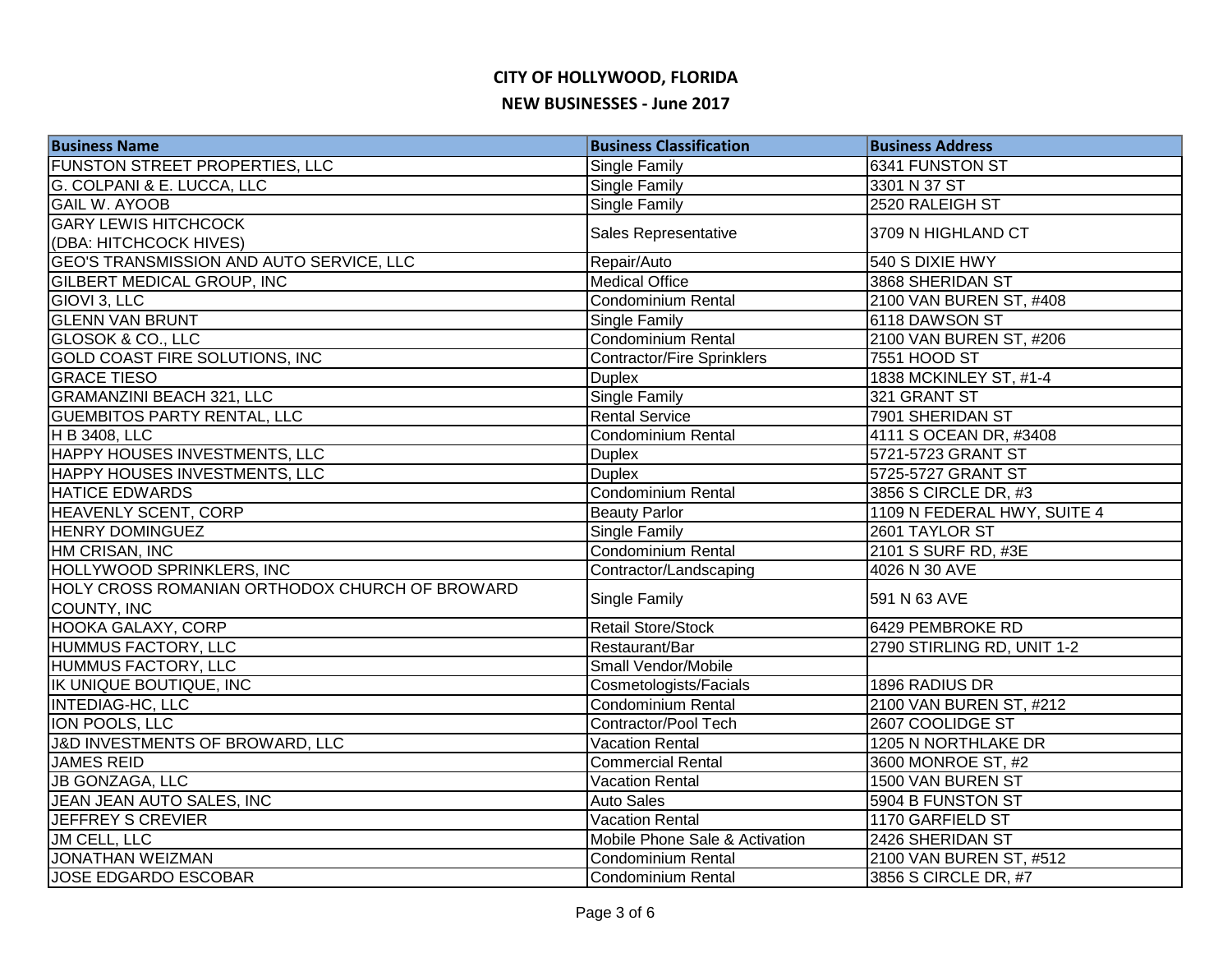# CITY OF HOLLYWOOD, FLORIDA

## NEW BUSINESSES - June 2017

| Business Name | Business Classification | Business Address |
|---|---|---|
| FUNSTON STREET PROPERTIES, LLC | Single Family | 6341 FUNSTON ST |
| G. COLPANI & E. LUCCA, LLC | Single Family | 3301 N 37 ST |
| GAIL W. AYOOB | Single Family | 2520 RALEIGH ST |
| GARY LEWIS HITCHCOCK (DBA: HITCHCOCK HIVES) | Sales Representative | 3709 N HIGHLAND CT |
| GEO'S TRANSMISSION AND AUTO SERVICE, LLC | Repair/Auto | 540 S DIXIE HWY |
| GILBERT MEDICAL GROUP, INC | Medical Office | 3868 SHERIDAN ST |
| GIOVI 3, LLC | Condominium Rental | 2100 VAN BUREN ST, #408 |
| GLENN VAN BRUNT | Single Family | 6118 DAWSON ST |
| GLOSOK & CO., LLC | Condominium Rental | 2100 VAN BUREN ST, #206 |
| GOLD COAST FIRE SOLUTIONS, INC | Contractor/Fire Sprinklers | 7551 HOOD ST |
| GRACE TIESO | Duplex | 1838 MCKINLEY ST, #1-4 |
| GRAMANZINI BEACH 321, LLC | Single Family | 321 GRANT ST |
| GUEMBITOS PARTY RENTAL, LLC | Rental Service | 7901 SHERIDAN ST |
| H B 3408, LLC | Condominium Rental | 4111 S OCEAN DR, #3408 |
| HAPPY HOUSES INVESTMENTS, LLC | Duplex | 5721-5723 GRANT ST |
| HAPPY HOUSES INVESTMENTS, LLC | Duplex | 5725-5727 GRANT ST |
| HATICE EDWARDS | Condominium Rental | 3856 S CIRCLE DR, #3 |
| HEAVENLY SCENT, CORP | Beauty Parlor | 1109 N FEDERAL HWY, SUITE 4 |
| HENRY DOMINGUEZ | Single Family | 2601 TAYLOR ST |
| HM CRISAN, INC | Condominium Rental | 2101 S SURF RD, #3E |
| HOLLYWOOD SPRINKLERS, INC | Contractor/Landscaping | 4026 N 30 AVE |
| HOLY CROSS ROMANIAN ORTHODOX CHURCH OF BROWARD COUNTY, INC | Single Family | 591 N 63 AVE |
| HOOKA GALAXY, CORP | Retail Store/Stock | 6429 PEMBROKE RD |
| HUMMUS FACTORY, LLC | Restaurant/Bar | 2790 STIRLING RD, UNIT 1-2 |
| HUMMUS FACTORY, LLC | Small Vendor/Mobile | |
| IK UNIQUE BOUTIQUE, INC | Cosmetologists/Facials | 1896 RADIUS DR |
| INTEDIAG-HC, LLC | Condominium Rental | 2100 VAN BUREN ST, #212 |
| ION POOLS, LLC | Contractor/Pool Tech | 2607 COOLIDGE ST |
| J&D INVESTMENTS OF BROWARD, LLC | Vacation Rental | 1205 N NORTHLAKE DR |
| JAMES REID | Commercial Rental | 3600 MONROE ST, #2 |
| JB GONZAGA, LLC | Vacation Rental | 1500 VAN BUREN ST |
| JEAN JEAN AUTO SALES, INC | Auto Sales | 5904 B FUNSTON ST |
| JEFFREY S CREVIER | Vacation Rental | 1170 GARFIELD ST |
| JM CELL, LLC | Mobile Phone Sale & Activation | 2426 SHERIDAN ST |
| JONATHAN WEIZMAN | Condominium Rental | 2100 VAN BUREN ST, #512 |
| JOSE EDGARDO ESCOBAR | Condominium Rental | 3856 S CIRCLE DR, #7 |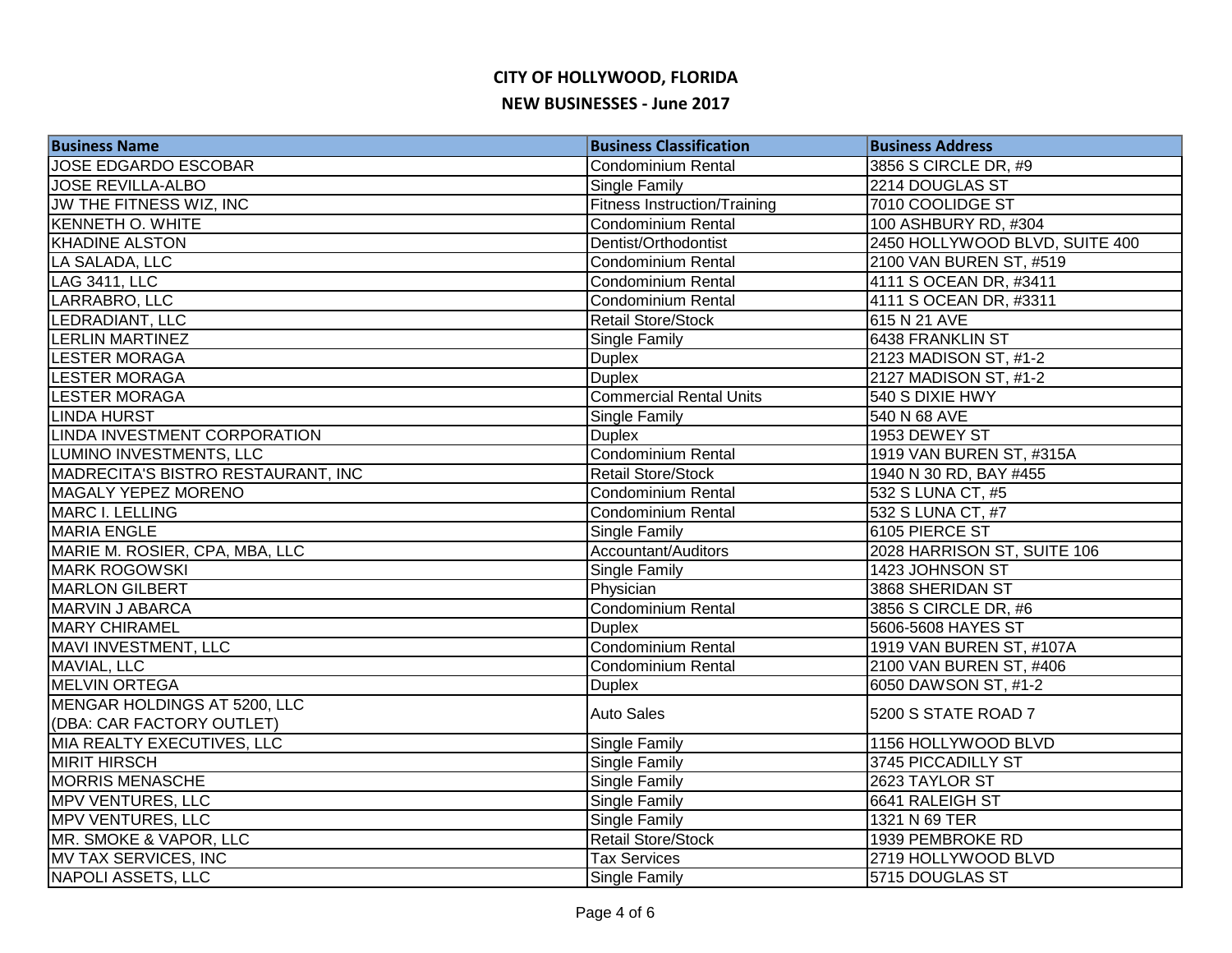# CITY OF HOLLYWOOD, FLORIDA

## NEW BUSINESSES - June 2017

| Business Name | Business Classification | Business Address |
|---|---|---|
| JOSE EDGARDO ESCOBAR | Condominium Rental | 3856 S CIRCLE DR, #9 |
| JOSE REVILLA-ALBO | Single Family | 2214 DOUGLAS ST |
| JW THE FITNESS WIZ, INC | Fitness Instruction/Training | 7010 COOLIDGE ST |
| KENNETH O. WHITE | Condominium Rental | 100 ASHBURY RD, #304 |
| KHADINE ALSTON | Dentist/Orthodontist | 2450 HOLLYWOOD BLVD, SUITE 400 |
| LA SALADA, LLC | Condominium Rental | 2100 VAN BUREN ST, #519 |
| LAG 3411, LLC | Condominium Rental | 4111 S OCEAN DR, #3411 |
| LARRABRO, LLC | Condominium Rental | 4111 S OCEAN DR, #3311 |
| LEDRADIANT, LLC | Retail Store/Stock | 615 N 21 AVE |
| LERLIN MARTINEZ | Single Family | 6438 FRANKLIN ST |
| LESTER MORAGA | Duplex | 2123 MADISON ST, #1-2 |
| LESTER MORAGA | Duplex | 2127 MADISON ST, #1-2 |
| LESTER MORAGA | Commercial Rental Units | 540 S DIXIE HWY |
| LINDA HURST | Single Family | 540 N 68 AVE |
| LINDA INVESTMENT CORPORATION | Duplex | 1953 DEWEY ST |
| LUMINO INVESTMENTS, LLC | Condominium Rental | 1919 VAN BUREN ST, #315A |
| MADRECITA'S BISTRO RESTAURANT, INC | Retail Store/Stock | 1940 N 30 RD, BAY #455 |
| MAGALY YEPEZ MORENO | Condominium Rental | 532 S LUNA CT, #5 |
| MARC I. LELLING | Condominium Rental | 532 S LUNA CT, #7 |
| MARIA ENGLE | Single Family | 6105 PIERCE ST |
| MARIE M. ROSIER, CPA, MBA, LLC | Accountant/Auditors | 2028 HARRISON ST, SUITE 106 |
| MARK ROGOWSKI | Single Family | 1423 JOHNSON ST |
| MARLON GILBERT | Physician | 3868 SHERIDAN ST |
| MARVIN J ABARCA | Condominium Rental | 3856 S CIRCLE DR, #6 |
| MARY CHIRAMEL | Duplex | 5606-5608 HAYES ST |
| MAVI INVESTMENT, LLC | Condominium Rental | 1919 VAN BUREN ST, #107A |
| MAVIAL, LLC | Condominium Rental | 2100 VAN BUREN ST, #406 |
| MELVIN ORTEGA | Duplex | 6050 DAWSON ST, #1-2 |
| MENGAR HOLDINGS AT 5200, LLC (DBA: CAR FACTORY OUTLET) | Auto Sales | 5200 S STATE ROAD 7 |
| MIA REALTY EXECUTIVES, LLC | Single Family | 1156 HOLLYWOOD BLVD |
| MIRIT HIRSCH | Single Family | 3745 PICCADILLY ST |
| MORRIS MENASCHE | Single Family | 2623 TAYLOR ST |
| MPV VENTURES, LLC | Single Family | 6641 RALEIGH ST |
| MPV VENTURES, LLC | Single Family | 1321 N 69 TER |
| MR. SMOKE & VAPOR, LLC | Retail Store/Stock | 1939 PEMBROKE RD |
| MV TAX SERVICES, INC | Tax Services | 2719 HOLLYWOOD BLVD |
| NAPOLI ASSETS, LLC | Single Family | 5715 DOUGLAS ST |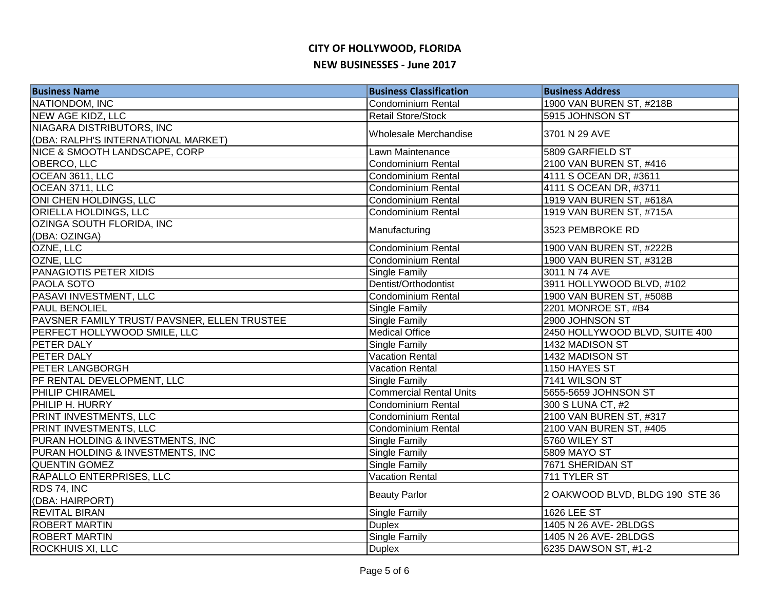# CITY OF HOLLYWOOD, FLORIDA

## NEW BUSINESSES - June 2017

| Business Name | Business Classification | Business Address |
|---|---|---|
| NATIONDOM, INC | Condominium Rental | 1900 VAN BUREN ST, #218B |
| NEW AGE KIDZ, LLC | Retail Store/Stock | 5915 JOHNSON ST |
| NIAGARA DISTRIBUTORS, INC (DBA: RALPH'S INTERNATIONAL MARKET) | Wholesale Merchandise | 3701 N 29 AVE |
| NICE & SMOOTH LANDSCAPE, CORP | Lawn Maintenance | 5809 GARFIELD ST |
| OBERCO, LLC | Condominium Rental | 2100 VAN BUREN ST, #416 |
| OCEAN 3611, LLC | Condominium Rental | 4111 S OCEAN DR, #3611 |
| OCEAN 3711, LLC | Condominium Rental | 4111 S OCEAN DR, #3711 |
| ONI CHEN HOLDINGS, LLC | Condominium Rental | 1919 VAN BUREN ST, #618A |
| ORIELLA HOLDINGS, LLC | Condominium Rental | 1919 VAN BUREN ST, #715A |
| OZINGA SOUTH FLORIDA, INC (DBA: OZINGA) | Manufacturing | 3523 PEMBROKE RD |
| OZNE, LLC | Condominium Rental | 1900 VAN BUREN ST, #222B |
| OZNE, LLC | Condominium Rental | 1900 VAN BUREN ST, #312B |
| PANAGIOTIS PETER XIDIS | Single Family | 3011 N 74 AVE |
| PAOLA SOTO | Dentist/Orthodontist | 3911 HOLLYWOOD BLVD, #102 |
| PASAVI INVESTMENT, LLC | Condominium Rental | 1900 VAN BUREN ST, #508B |
| PAUL BENOLIEL | Single Family | 2201 MONROE ST, #B4 |
| PAVSNER FAMILY TRUST/ PAVSNER, ELLEN TRUSTEE | Single Family | 2900 JOHNSON ST |
| PERFECT HOLLYWOOD SMILE, LLC | Medical Office | 2450 HOLLYWOOD BLVD, SUITE 400 |
| PETER DALY | Single Family | 1432 MADISON ST |
| PETER DALY | Vacation Rental | 1432 MADISON ST |
| PETER LANGBORGH | Vacation Rental | 1150 HAYES ST |
| PF RENTAL DEVELOPMENT, LLC | Single Family | 7141 WILSON ST |
| PHILIP CHIRAMEL | Commercial Rental Units | 5655-5659 JOHNSON ST |
| PHILIP H. HURRY | Condominium Rental | 300 S LUNA CT, #2 |
| PRINT INVESTMENTS, LLC | Condominium Rental | 2100 VAN BUREN ST, #317 |
| PRINT INVESTMENTS, LLC | Condominium Rental | 2100 VAN BUREN ST, #405 |
| PURAN HOLDING & INVESTMENTS, INC | Single Family | 5760 WILEY ST |
| PURAN HOLDING & INVESTMENTS, INC | Single Family | 5809 MAYO ST |
| QUENTIN GOMEZ | Single Family | 7671 SHERIDAN ST |
| RAPALLO ENTERPRISES, LLC | Vacation Rental | 711 TYLER ST |
| RDS 74, INC (DBA: HAIRPORT) | Beauty Parlor | 2 OAKWOOD BLVD, BLDG 190 STE 36 |
| REVITAL BIRAN | Single Family | 1626 LEE ST |
| ROBERT MARTIN | Duplex | 1405 N 26 AVE- 2BLDGS |
| ROBERT MARTIN | Single Family | 1405 N 26 AVE- 2BLDGS |
| ROCKHUIS XI, LLC | Duplex | 6235 DAWSON ST, #1-2 |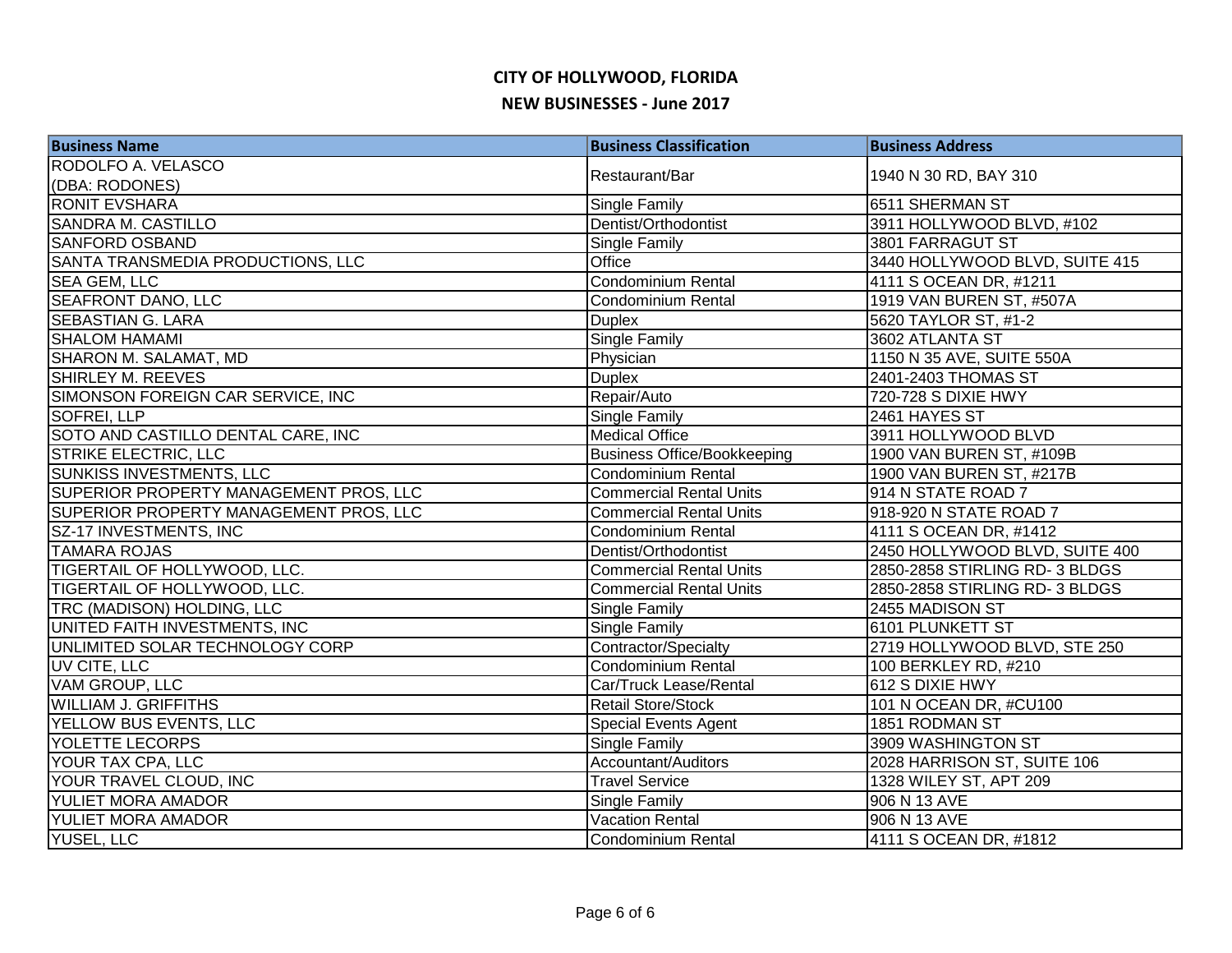# CITY OF HOLLYWOOD, FLORIDA

## NEW BUSINESSES - June 2017

| Business Name | Business Classification | Business Address |
|---|---|---|
| RODOLFO A. VELASCO (DBA: RODONES) | Restaurant/Bar | 1940 N 30 RD, BAY 310 |
| RONIT EVSHARA | Single Family | 6511 SHERMAN ST |
| SANDRA M. CASTILLO | Dentist/Orthodontist | 3911 HOLLYWOOD BLVD, #102 |
| SANFORD OSBAND | Single Family | 3801 FARRAGUT ST |
| SANTA TRANSMEDIA PRODUCTIONS, LLC | Office | 3440 HOLLYWOOD BLVD, SUITE 415 |
| SEA GEM, LLC | Condominium Rental | 4111 S OCEAN DR, #1211 |
| SEAFRONT DANO, LLC | Condominium Rental | 1919 VAN BUREN ST, #507A |
| SEBASTIAN G. LARA | Duplex | 5620 TAYLOR ST, #1-2 |
| SHALOM HAMAMI | Single Family | 3602 ATLANTA ST |
| SHARON M. SALAMAT, MD | Physician | 1150 N 35 AVE, SUITE 550A |
| SHIRLEY M. REEVES | Duplex | 2401-2403 THOMAS ST |
| SIMONSON FOREIGN CAR SERVICE, INC | Repair/Auto | 720-728 S DIXIE HWY |
| SOFREI, LLP | Single Family | 2461 HAYES ST |
| SOTO AND CASTILLO DENTAL CARE, INC | Medical Office | 3911 HOLLYWOOD BLVD |
| STRIKE ELECTRIC, LLC | Business Office/Bookkeeping | 1900 VAN BUREN ST, #109B |
| SUNKISS INVESTMENTS, LLC | Condominium Rental | 1900 VAN BUREN ST, #217B |
| SUPERIOR PROPERTY MANAGEMENT PROS, LLC | Commercial Rental Units | 914 N STATE ROAD 7 |
| SUPERIOR PROPERTY MANAGEMENT PROS, LLC | Commercial Rental Units | 918-920 N STATE ROAD 7 |
| SZ-17 INVESTMENTS, INC | Condominium Rental | 4111 S OCEAN DR, #1412 |
| TAMARA ROJAS | Dentist/Orthodontist | 2450 HOLLYWOOD BLVD, SUITE 400 |
| TIGERTAIL OF HOLLYWOOD, LLC. | Commercial Rental Units | 2850-2858 STIRLING RD- 3 BLDGS |
| TIGERTAIL OF HOLLYWOOD, LLC. | Commercial Rental Units | 2850-2858 STIRLING RD- 3 BLDGS |
| TRC (MADISON) HOLDING, LLC | Single Family | 2455 MADISON ST |
| UNITED FAITH INVESTMENTS, INC | Single Family | 6101 PLUNKETT ST |
| UNLIMITED SOLAR TECHNOLOGY CORP | Contractor/Specialty | 2719 HOLLYWOOD BLVD, STE 250 |
| UV CITE, LLC | Condominium Rental | 100 BERKLEY RD, #210 |
| VAM GROUP, LLC | Car/Truck Lease/Rental | 612 S DIXIE HWY |
| WILLIAM J. GRIFFITHS | Retail Store/Stock | 101 N OCEAN DR, #CU100 |
| YELLOW BUS EVENTS, LLC | Special Events Agent | 1851 RODMAN ST |
| YOLETTE LECORPS | Single Family | 3909 WASHINGTON ST |
| YOUR TAX CPA, LLC | Accountant/Auditors | 2028 HARRISON ST, SUITE 106 |
| YOUR TRAVEL CLOUD, INC | Travel Service | 1328 WILEY ST, APT 209 |
| YULIET MORA AMADOR | Single Family | 906 N 13 AVE |
| YULIET MORA AMADOR | Vacation Rental | 906 N 13 AVE |
| YUSEL, LLC | Condominium Rental | 4111 S OCEAN DR, #1812 |